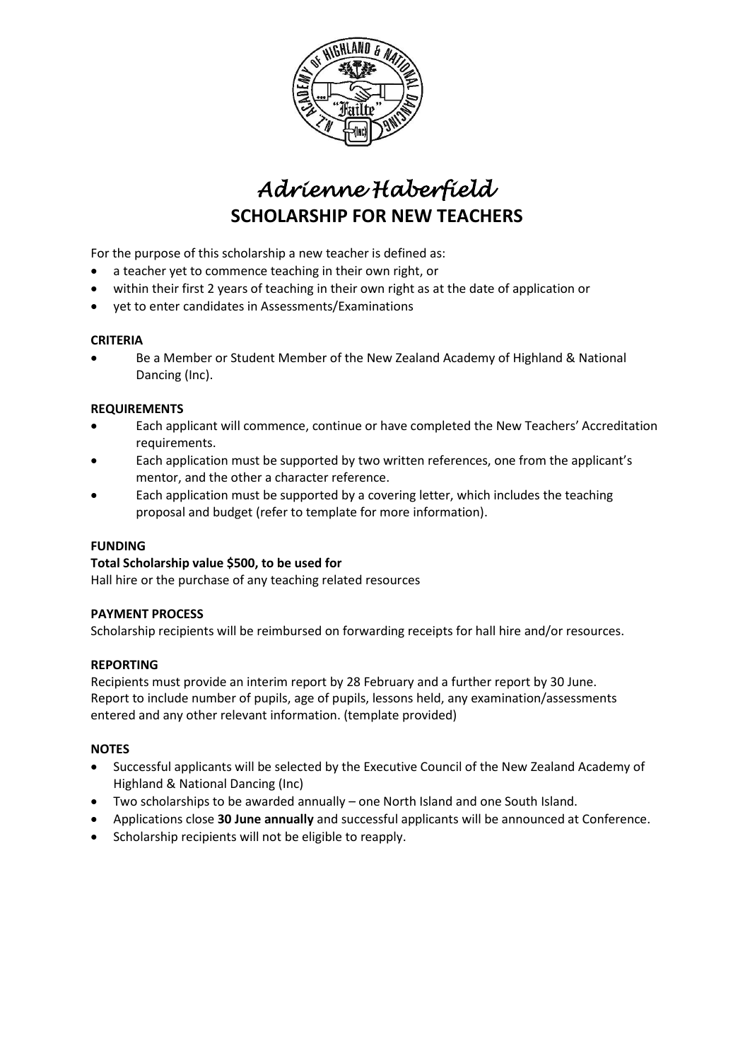# *Adrienne Haberfield*

## SCHOLARSHIP FOR NEW TEACHERS

For the purpose of this scholarship a new teacher is defined as:

- a teacher yet to commence teaching in their own right, or
- within their first 2 years of teaching in their own right as at the date of application or
- yet to enter candidates in Assessments/Examinations

**CRITERIA**

- Be a Member or Student Member of the New Zealand Academy of Highland & National Dancing (Inc).

**REQUIREMENTS**

- Each applicant will commence, continue or have completed the New Teachers' Accreditation requirements.
- Each application must be supported by two written references, one from the applicant's mentor, and the other a character reference.
- Each application must be supported by a covering letter, which includes the teaching proposal and budget (refer to template for more information).

**FUNDING**

**Total Scholarship value $500, to be used for**

Hall hire or the purchase of any teaching related resources

**PAYMENT PROCESS**

Scholarship recipients will be reimbursed on forwarding receipts for hall hire and/or resources.

**REPORTING**

Recipients must provide an interim report by 28 February and a further report by 30 June.
Report to include number of pupils, age of pupils, lessons held, any examination/assessments entered and any other relevant information. (template provided)

**NOTES**

- Successful applicants will be selected by the Executive Council of the New Zealand Academy of Highland & National Dancing (Inc)
- Two scholarships to be awarded annually – one North Island and one South Island.
- Applications close **30 June annually** and successful applicants will be announced at Conference.
- Scholarship recipients will not be eligible to reapply.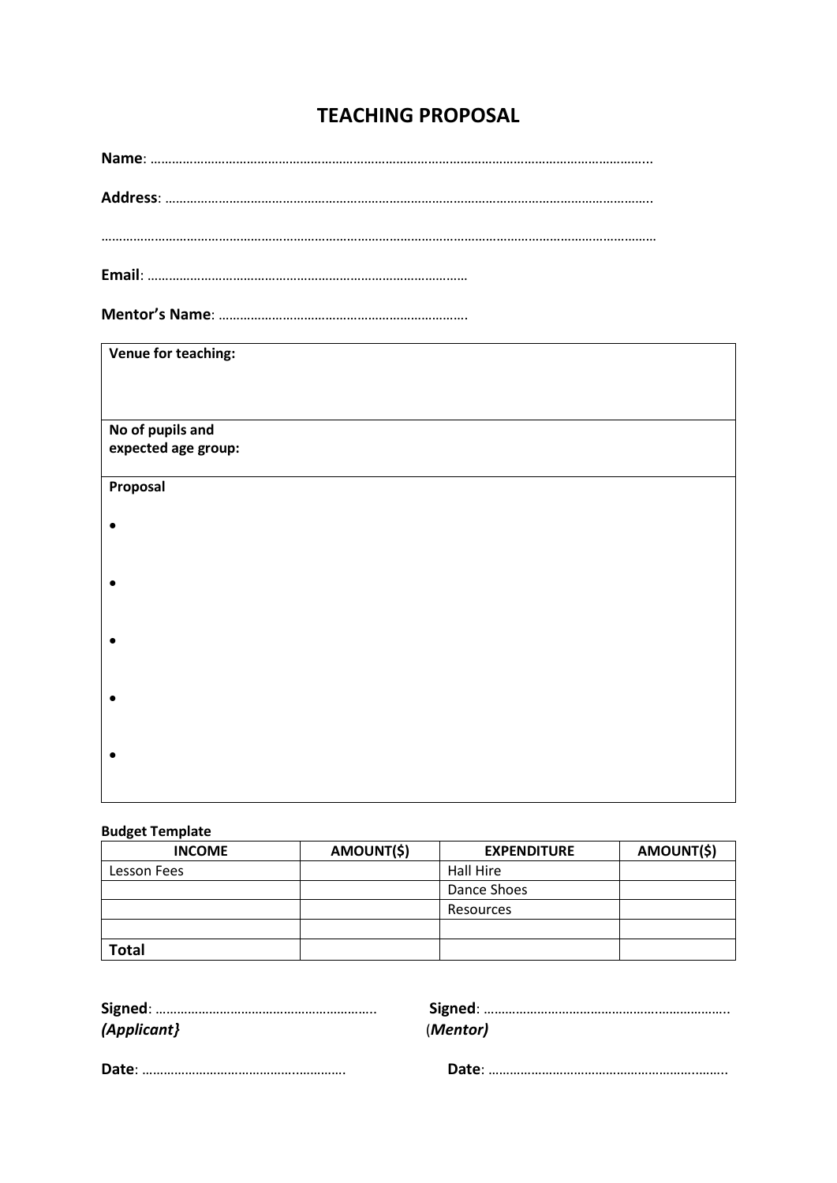# TEACHING PROPOSAL

**Name**: ……………………………………………………………………………………………………………………………...

**Address**: …………………………………………………………………………………………………………………………..

……………………………………………………………………………………………………………………………………………

**Email**: ………………………………………………………………………………

**Mentor's Name**: …………………………………………………………….

| |
|---|
| **Venue for teaching:** |
| **No of pupils and expected age group:** |
| **Proposal**<br>•<br>•<br>•<br>•<br>• |

**Budget Template**

| INCOME | AMOUNT($) | EXPENDITURE | AMOUNT($) |
|---|---|---|---|
| Lesson Fees | | Hall Hire | |
| | | Dance Shoes | |
| | | Resources | |
| | | | |
| **Total** | | | |

**Signed**: …………………………………………………..
*(Applicant}*

**Signed**: …………………………………………..……………..
(*Mentor)*

**Date**: ………………………………….…………

**Date**: ……………………………………………….……..